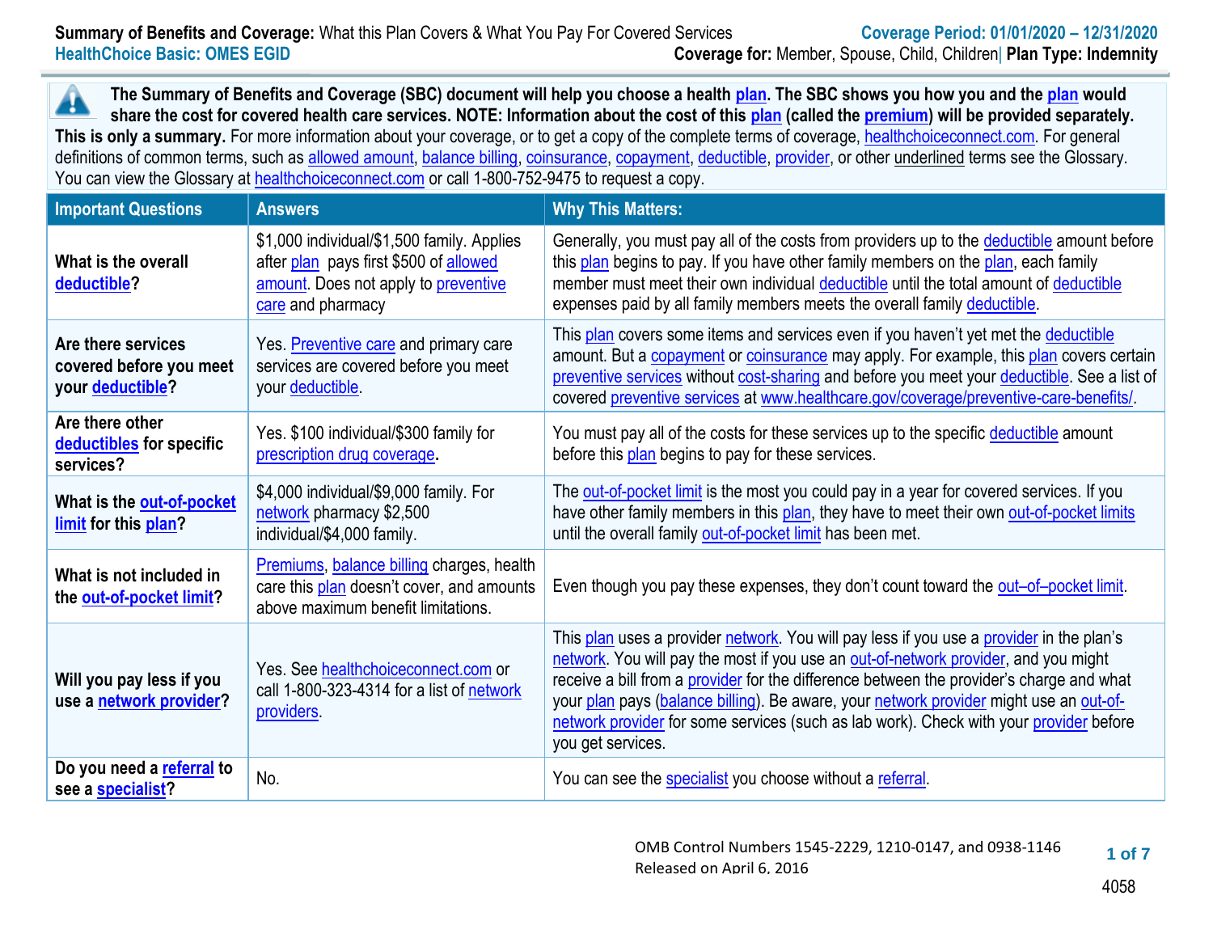**Summary of Benefits and Coverage:** What this Plan Covers & What You Pay For Covered Services

**Coverage Period: 01/01/2020 – 12/31/2020**

**HealthChoice Basic: OMES EGID**

**Coverage for:** Member, Spouse, Child, Children| **Plan Type: Indemnity**

**The Summary of Benefits and Coverage (SBC) document will help you choose a health plan. The SBC shows you how you and the plan would share the cost for covered health care services. NOTE: Information about the cost of this plan (called the premium) will be provided separately. This is only a summary.** For more information about your coverage, or to get a copy of the complete terms of coverage, healthchoiceconnect.com. For general definitions of common terms, such as allowed amount, balance billing, coinsurance, copayment, deductible, provider, or other underlined terms see the Glossary. You can view the Glossary at healthchoiceconnect.com or call 1-800-752-9475 to request a copy.

| Important Questions | Answers | Why This Matters: |
|---|---|---|
| **What is the overall deductible?** | $1,000 individual/$1,500 family. Applies after plan pays first $500 of allowed amount. Does not apply to preventive care and pharmacy | Generally, you must pay all of the costs from providers up to the deductible amount before this plan begins to pay. If you have other family members on the plan, each family member must meet their own individual deductible until the total amount of deductible expenses paid by all family members meets the overall family deductible. |
| **Are there services covered before you meet your deductible?** | Yes. Preventive care and primary care services are covered before you meet your deductible. | This plan covers some items and services even if you haven't yet met the deductible amount. But a copayment or coinsurance may apply. For example, this plan covers certain preventive services without cost-sharing and before you meet your deductible. See a list of covered preventive services at www.healthcare.gov/coverage/preventive-care-benefits/. |
| **Are there other deductibles for specific services?** | Yes. $100 individual/$300 family for prescription drug coverage. | You must pay all of the costs for these services up to the specific deductible amount before this plan begins to pay for these services. |
| **What is the out-of-pocket limit for this plan?** | $4,000 individual/$9,000 family. For network pharmacy $2,500 individual/$4,000 family. | The out-of-pocket limit is the most you could pay in a year for covered services. If you have other family members in this plan, they have to meet their own out-of-pocket limits until the overall family out-of-pocket limit has been met. |
| **What is not included in the out-of-pocket limit?** | Premiums, balance billing charges, health care this plan doesn't cover, and amounts above maximum benefit limitations. | Even though you pay these expenses, they don't count toward the out–of–pocket limit. |
| **Will you pay less if you use a network provider?** | Yes. See healthchoiceconnect.com or call 1-800-323-4314 for a list of network providers. | This plan uses a provider network. You will pay less if you use a provider in the plan's network. You will pay the most if you use an out-of-network provider, and you might receive a bill from a provider for the difference between the provider's charge and what your plan pays (balance billing). Be aware, your network provider might use an out-of-network provider for some services (such as lab work). Check with your provider before you get services. |
| **Do you need a referral to see a specialist?** | No. | You can see the specialist you choose without a referral. |

OMB Control Numbers 1545-2229, 1210-0147, and 0938-1146
Released on April 6, 2016

4058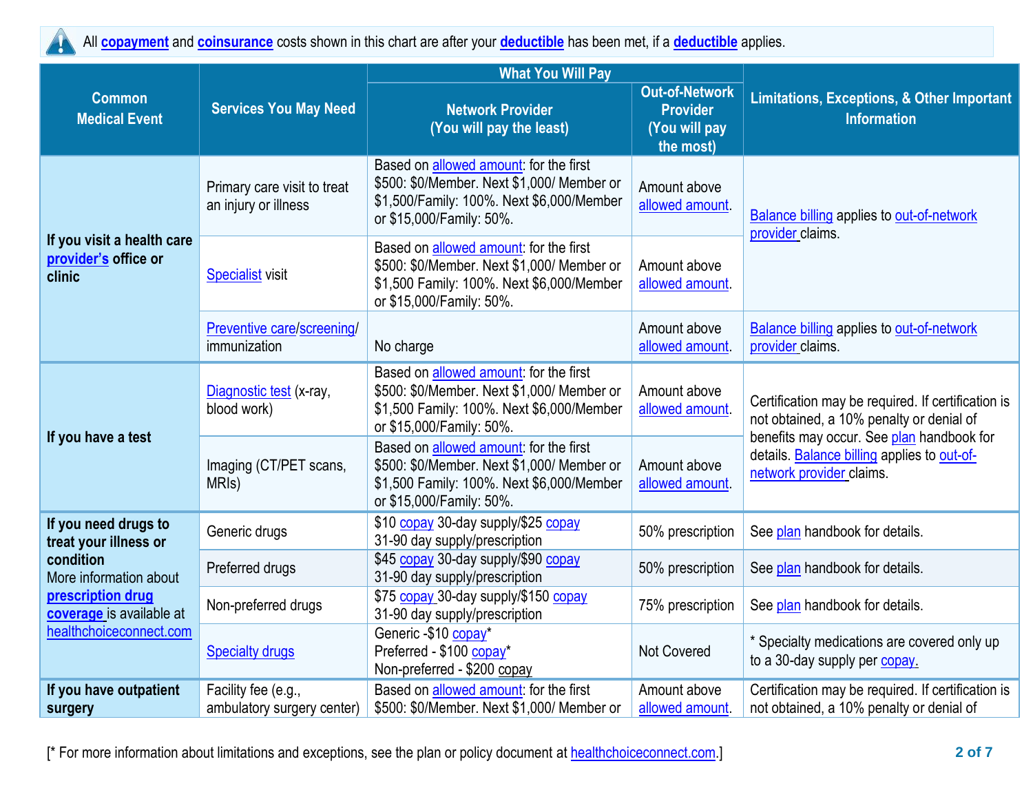All **copayment** and **coinsurance** costs shown in this chart are after your **deductible** has been met, if a **deductible** applies.

| Common Medical Event | Services You May Need | What You Will Pay | | Limitations, Exceptions, & Other Important Information |
|---|---|---|---|---|
| | | Network Provider (You will pay the least) | Out-of-Network Provider (You will pay the most) | |
| **If you visit a health care provider's office or clinic** | Primary care visit to treat an injury or illness | Based on allowed amount: for the first $500: $0/Member. Next $1,000/ Member or $1,500/Family: 100%. Next $6,000/Member or $15,000/Family: 50%. | Amount above allowed amount. | Balance billing applies to out-of-network provider claims. |
| | Specialist visit | Based on allowed amount: for the first $500: $0/Member. Next $1,000/ Member or $1,500 Family: 100%. Next $6,000/Member or $15,000/Family: 50%. | Amount above allowed amount. | |
| | Preventive care/screening/ immunization | No charge | Amount above allowed amount. | Balance billing applies to out-of-network provider claims. |
| **If you have a test** | Diagnostic test (x-ray, blood work) | Based on allowed amount: for the first $500: $0/Member. Next $1,000/ Member or $1,500 Family: 100%. Next $6,000/Member or $15,000/Family: 50%. | Amount above allowed amount. | Certification may be required. If certification is not obtained, a 10% penalty or denial of benefits may occur. See plan handbook for details. Balance billing applies to out-of-network provider claims. |
| | Imaging (CT/PET scans, MRIs) | Based on allowed amount: for the first $500: $0/Member. Next $1,000/ Member or $1,500 Family: 100%. Next $6,000/Member or $15,000/Family: 50%. | Amount above allowed amount. | |
| **If you need drugs to treat your illness or condition** More information about **prescription drug coverage** is available at healthchoiceconnect.com | Generic drugs | $10 copay 30-day supply/$25 copay 31-90 day supply/prescription | 50% prescription | See plan handbook for details. |
| | Preferred drugs | $45 copay 30-day supply/$90 copay 31-90 day supply/prescription | 50% prescription | See plan handbook for details. |
| | Non-preferred drugs | $75 copay 30-day supply/$150 copay 31-90 day supply/prescription | 75% prescription | See plan handbook for details. |
| | Specialty drugs | Generic -$10 copay* Preferred - $100 copay* Non-preferred - $200 copay | Not Covered | * Specialty medications are covered only up to a 30-day supply per copay. |
| **If you have outpatient surgery** | Facility fee (e.g., ambulatory surgery center) | Based on allowed amount: for the first $500: $0/Member. Next $1,000/ Member or | Amount above allowed amount. | Certification may be required. If certification is not obtained, a 10% penalty or denial of |

[* For more information about limitations and exceptions, see the plan or policy document at healthchoiceconnect.com.]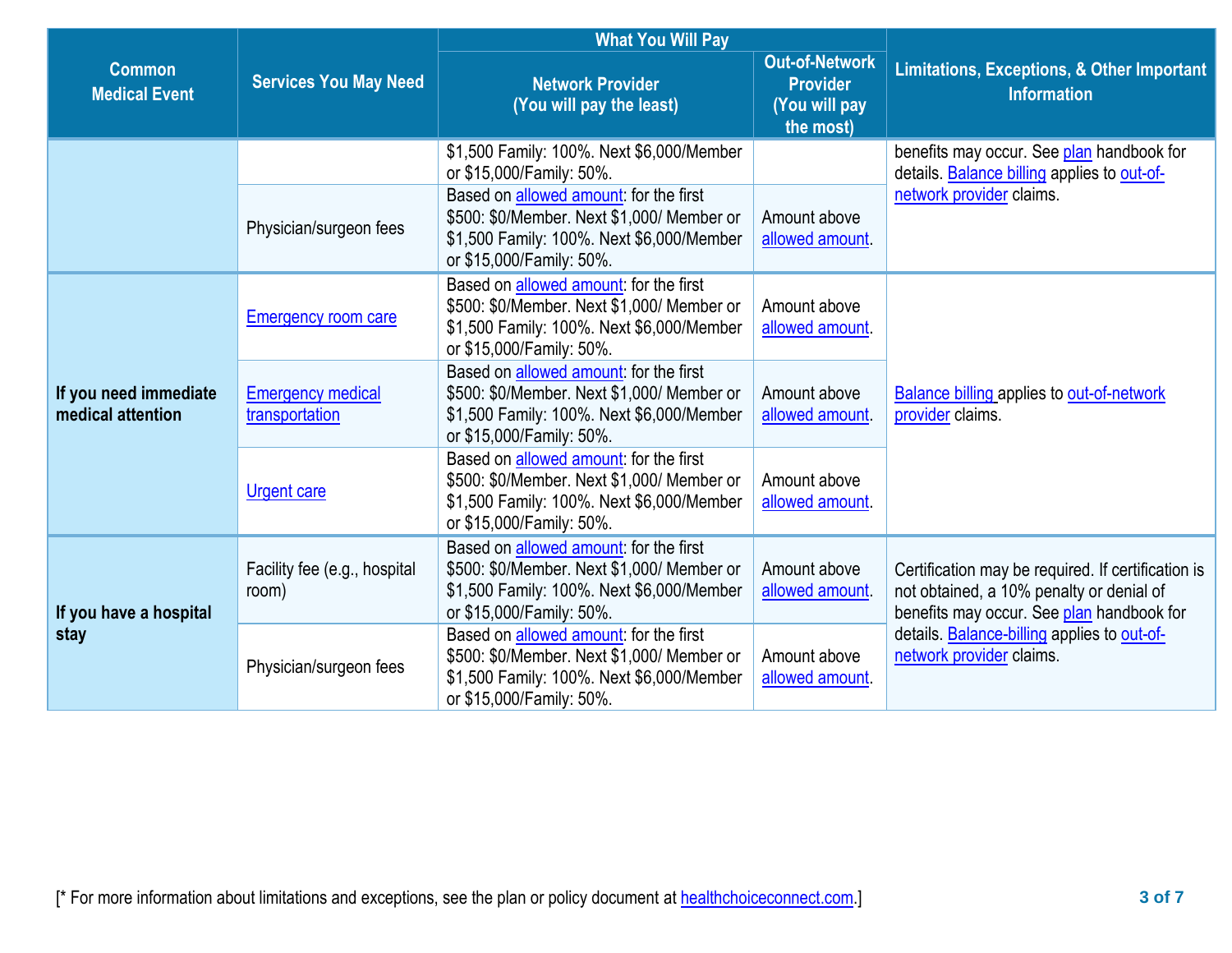| Common Medical Event | Services You May Need | What You Will Pay | | Limitations, Exceptions, & Other Important Information |
|---|---|---|---|---|
| | | Network Provider (You will pay the least) | Out-of-Network Provider (You will pay the most) | |
| | | $1,500 Family: 100%. Next $6,000/Member or $15,000/Family: 50%. | | benefits may occur. See plan handbook for details. Balance billing applies to out-of-network provider claims. |
| | Physician/surgeon fees | Based on allowed amount: for the first $500: $0/Member. Next $1,000/ Member or $1,500 Family: 100%. Next $6,000/Member or $15,000/Family: 50%. | Amount above allowed amount. | |
| **If you need immediate medical attention** | Emergency room care | Based on allowed amount: for the first $500: $0/Member. Next $1,000/ Member or $1,500 Family: 100%. Next $6,000/Member or $15,000/Family: 50%. | Amount above allowed amount. | Balance billing applies to out-of-network provider claims. |
| | Emergency medical transportation | Based on allowed amount: for the first $500: $0/Member. Next $1,000/ Member or $1,500 Family: 100%. Next $6,000/Member or $15,000/Family: 50%. | Amount above allowed amount. | |
| | Urgent care | Based on allowed amount: for the first $500: $0/Member. Next $1,000/ Member or $1,500 Family: 100%. Next $6,000/Member or $15,000/Family: 50%. | Amount above allowed amount. | |
| **If you have a hospital stay** | Facility fee (e.g., hospital room) | Based on allowed amount: for the first $500: $0/Member. Next $1,000/ Member or $1,500 Family: 100%. Next $6,000/Member or $15,000/Family: 50%. | Amount above allowed amount. | Certification may be required. If certification is not obtained, a 10% penalty or denial of benefits may occur. See plan handbook for details. Balance-billing applies to out-of-network provider claims. |
| | Physician/surgeon fees | Based on allowed amount: for the first $500: $0/Member. Next $1,000/ Member or $1,500 Family: 100%. Next $6,000/Member or $15,000/Family: 50%. | Amount above allowed amount. | |

[* For more information about limitations and exceptions, see the plan or policy document at healthchoiceconnect.com.]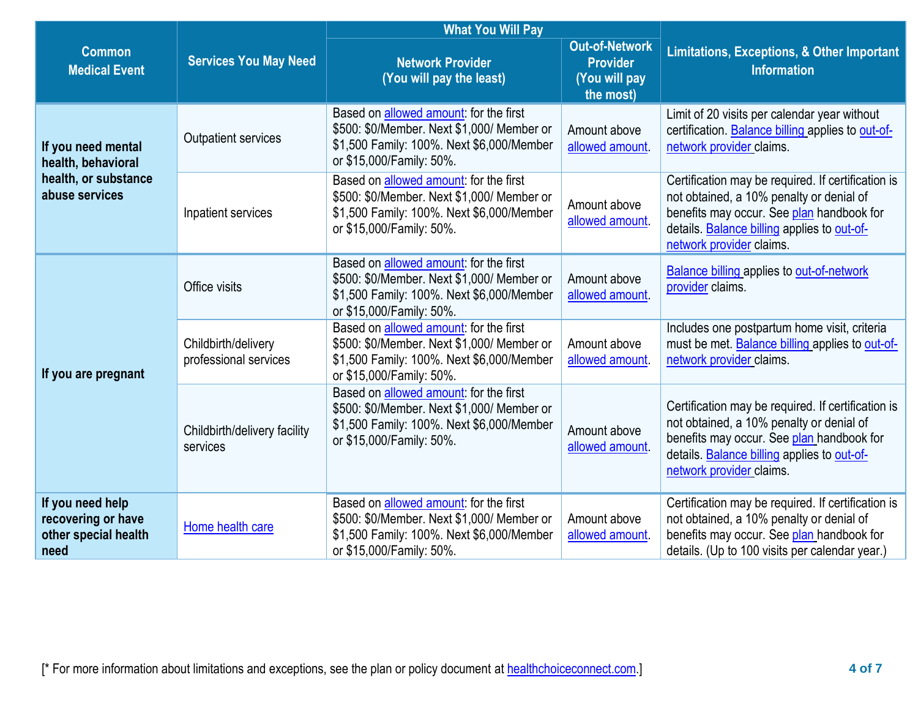| Common Medical Event | Services You May Need | What You Will Pay | | Limitations, Exceptions, & Other Important Information |
|---|---|---|---|---|
| | | Network Provider (You will pay the least) | Out-of-Network Provider (You will pay the most) | |
| **If you need mental health, behavioral health, or substance abuse services** | Outpatient services | Based on allowed amount: for the first $500: $0/Member. Next $1,000/ Member or $1,500 Family: 100%. Next $6,000/Member or $15,000/Family: 50%. | Amount above allowed amount. | Limit of 20 visits per calendar year without certification. Balance billing applies to out-of-network provider claims. |
| | Inpatient services | Based on allowed amount: for the first $500: $0/Member. Next $1,000/ Member or $1,500 Family: 100%. Next $6,000/Member or $15,000/Family: 50%. | Amount above allowed amount. | Certification may be required. If certification is not obtained, a 10% penalty or denial of benefits may occur. See plan handbook for details. Balance billing applies to out-of-network provider claims. |
| **If you are pregnant** | Office visits | Based on allowed amount: for the first $500: $0/Member. Next $1,000/ Member or $1,500 Family: 100%. Next $6,000/Member or $15,000/Family: 50%. | Amount above allowed amount. | Balance billing applies to out-of-network provider claims. |
| | Childbirth/delivery professional services | Based on allowed amount: for the first $500: $0/Member. Next $1,000/ Member or $1,500 Family: 100%. Next $6,000/Member or $15,000/Family: 50%. | Amount above allowed amount. | Includes one postpartum home visit, criteria must be met. Balance billing applies to out-of-network provider claims. |
| | Childbirth/delivery facility services | Based on allowed amount: for the first $500: $0/Member. Next $1,000/ Member or $1,500 Family: 100%. Next $6,000/Member or $15,000/Family: 50%. | Amount above allowed amount. | Certification may be required. If certification is not obtained, a 10% penalty or denial of benefits may occur. See plan handbook for details. Balance billing applies to out-of-network provider claims. |
| **If you need help recovering or have other special health need** | Home health care | Based on allowed amount: for the first $500: $0/Member. Next $1,000/ Member or $1,500 Family: 100%. Next $6,000/Member or $15,000/Family: 50%. | Amount above allowed amount. | Certification may be required. If certification is not obtained, a 10% penalty or denial of benefits may occur. See plan handbook for details. (Up to 100 visits per calendar year.) |

[* For more information about limitations and exceptions, see the plan or policy document at healthchoiceconnect.com.]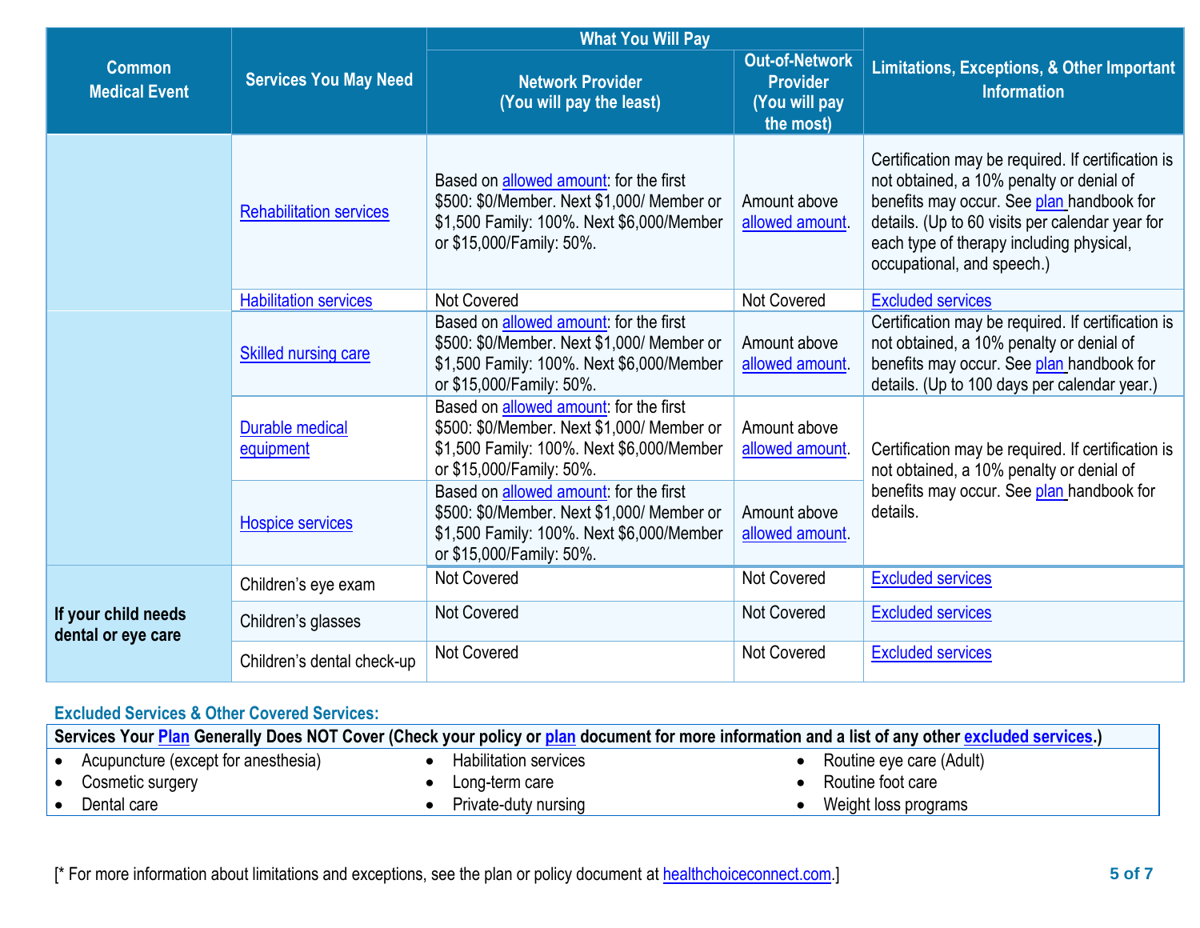| Common Medical Event | Services You May Need | What You Will Pay | | Limitations, Exceptions, & Other Important Information |
|---|---|---|---|---|
| | | Network Provider (You will pay the least) | Out-of-Network Provider (You will pay the most) | |
| | Rehabilitation services | Based on allowed amount: for the first $500: $0/Member. Next $1,000/ Member or $1,500 Family: 100%. Next $6,000/Member or $15,000/Family: 50%. | Amount above allowed amount. | Certification may be required. If certification is not obtained, a 10% penalty or denial of benefits may occur. See plan handbook for details. (Up to 60 visits per calendar year for each type of therapy including physical, occupational, and speech.) |
| | Habilitation services | Not Covered | Not Covered | Excluded services |
| | Skilled nursing care | Based on allowed amount: for the first $500: $0/Member. Next $1,000/ Member or $1,500 Family: 100%. Next $6,000/Member or $15,000/Family: 50%. | Amount above allowed amount. | Certification may be required. If certification is not obtained, a 10% penalty or denial of benefits may occur. See plan handbook for details. (Up to 100 days per calendar year.) |
| | Durable medical equipment | Based on allowed amount: for the first $500: $0/Member. Next $1,000/ Member or $1,500 Family: 100%. Next $6,000/Member or $15,000/Family: 50%. | Amount above allowed amount. | Certification may be required. If certification is not obtained, a 10% penalty or denial of benefits may occur. See plan handbook for details. |
| | Hospice services | Based on allowed amount: for the first $500: $0/Member. Next $1,000/ Member or $1,500 Family: 100%. Next $6,000/Member or $15,000/Family: 50%. | Amount above allowed amount. | |
| If your child needs dental or eye care | Children's eye exam | Not Covered | Not Covered | Excluded services |
| | Children's glasses | Not Covered | Not Covered | Excluded services |
| | Children's dental check-up | Not Covered | Not Covered | Excluded services |

### Excluded Services & Other Covered Services:

**Services Your Plan Generally Does NOT Cover (Check your policy or plan document for more information and a list of any other excluded services.)**

- Acupuncture (except for anesthesia)
- Cosmetic surgery
- Dental care
- Habilitation services
- Long-term care
- Private-duty nursing
- Routine eye care (Adult)
- Routine foot care
- Weight loss programs

[* For more information about limitations and exceptions, see the plan or policy document at healthchoiceconnect.com.]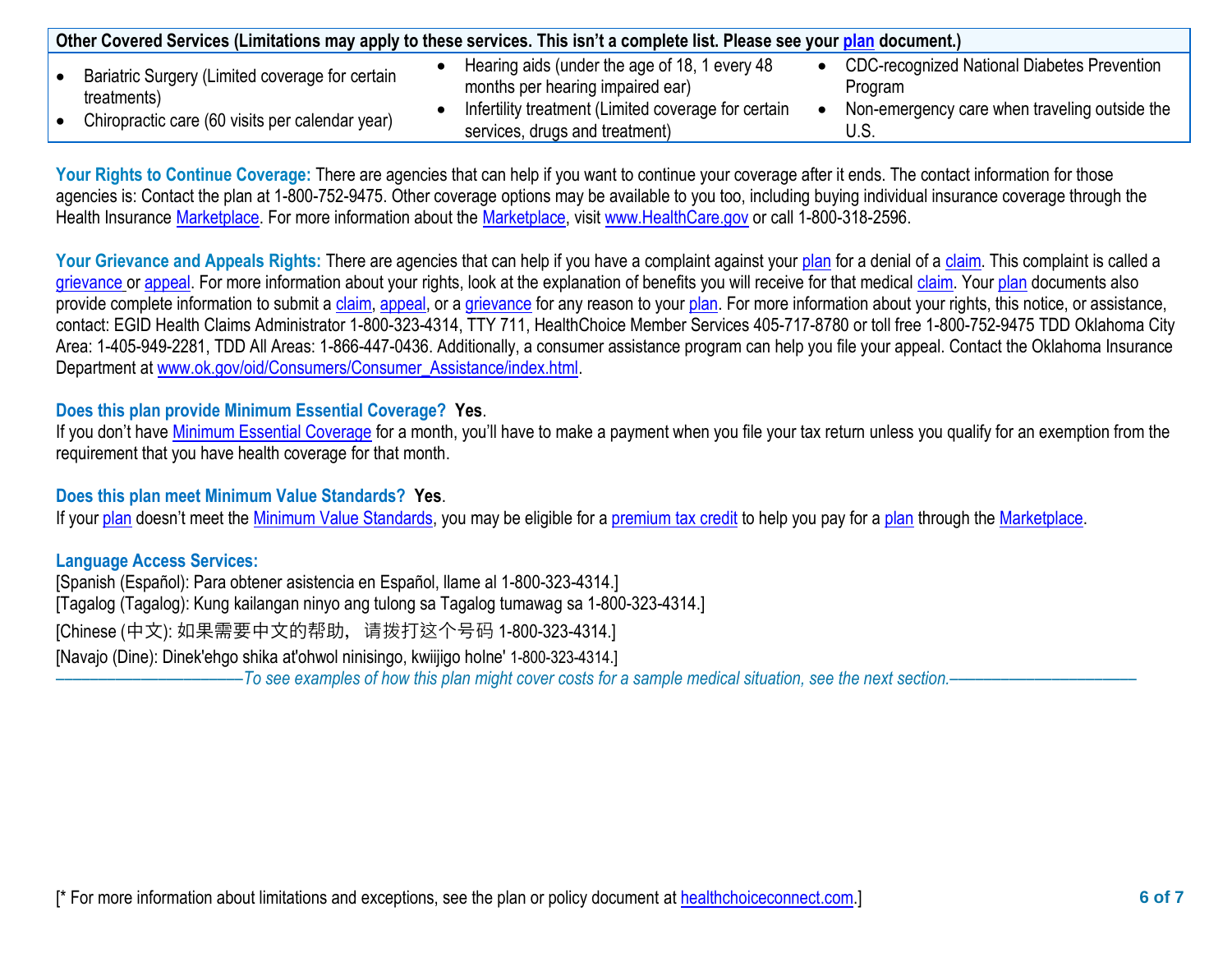| Other Covered Services (Limitations may apply to these services. This isn't a complete list. Please see your plan document.) | | |
|---|---|---|
| • Bariatric Surgery (Limited coverage for certain treatments)<br>• Chiropractic care (60 visits per calendar year) | • Hearing aids (under the age of 18, 1 every 48 months per hearing impaired ear)<br>• Infertility treatment (Limited coverage for certain services, drugs and treatment) | • CDC-recognized National Diabetes Prevention Program<br>• Non-emergency care when traveling outside the U.S. |

**Your Rights to Continue Coverage:** There are agencies that can help if you want to continue your coverage after it ends. The contact information for those agencies is: Contact the plan at 1-800-752-9475. Other coverage options may be available to you too, including buying individual insurance coverage through the Health Insurance Marketplace. For more information about the Marketplace, visit www.HealthCare.gov or call 1-800-318-2596.

**Your Grievance and Appeals Rights:** There are agencies that can help if you have a complaint against your plan for a denial of a claim. This complaint is called a grievance or appeal. For more information about your rights, look at the explanation of benefits you will receive for that medical claim. Your plan documents also provide complete information to submit a claim, appeal, or a grievance for any reason to your plan. For more information about your rights, this notice, or assistance, contact: EGID Health Claims Administrator 1-800-323-4314, TTY 711, HealthChoice Member Services 405-717-8780 or toll free 1-800-752-9475 TDD Oklahoma City Area: 1-405-949-2281, TDD All Areas: 1-866-447-0436. Additionally, a consumer assistance program can help you file your appeal. Contact the Oklahoma Insurance Department at www.ok.gov/oid/Consumers/Consumer_Assistance/index.html.

**Does this plan provide Minimum Essential Coverage? Yes.**
If you don't have Minimum Essential Coverage for a month, you'll have to make a payment when you file your tax return unless you qualify for an exemption from the requirement that you have health coverage for that month.

**Does this plan meet Minimum Value Standards? Yes.**
If your plan doesn't meet the Minimum Value Standards, you may be eligible for a premium tax credit to help you pay for a plan through the Marketplace.

**Language Access Services:**
[Spanish (Español): Para obtener asistencia en Español, llame al 1-800-323-4314.]
[Tagalog (Tagalog): Kung kailangan ninyo ang tulong sa Tagalog tumawag sa 1-800-323-4314.]
[Chinese (中文): 如果需要中文的帮助，请拨打这个号码 1-800-323-4314.]
[Navajo (Dine): Dinek'ehgo shika at'ohwol ninisingo, kwiijigo holne' 1-800-323-4314.]

*——————————To see examples of how this plan might cover costs for a sample medical situation, see the next section.——————————*

[* For more information about limitations and exceptions, see the plan or policy document at healthchoiceconnect.com.]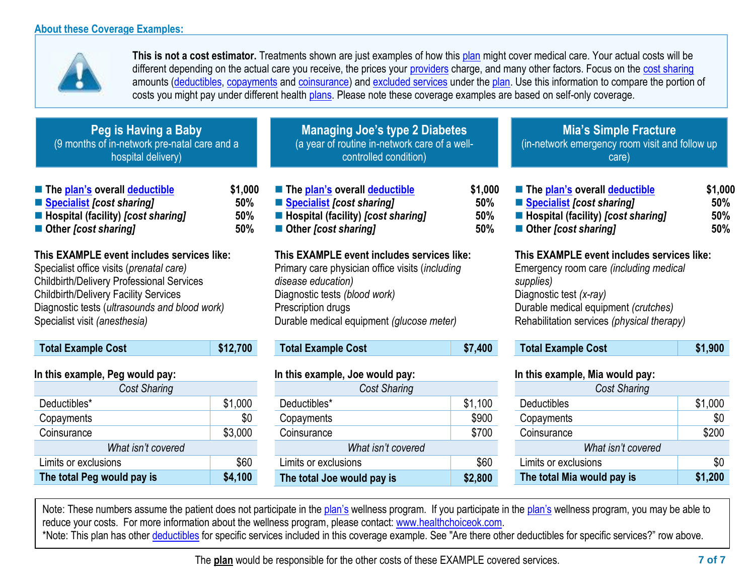## About these Coverage Examples:

**This is not a cost estimator.** Treatments shown are just examples of how this plan might cover medical care. Your actual costs will be different depending on the actual care you receive, the prices your providers charge, and many other factors. Focus on the cost sharing amounts (deductibles, copayments and coinsurance) and excluded services under the plan. Use this information to compare the portion of costs you might pay under different health plans. Please note these coverage examples are based on self-only coverage.

### Peg is Having a Baby
(9 months of in-network pre-natal care and a hospital delivery)

| | |
|---|---|
| The plan's overall deductible | $1,000 |
| Specialist *[cost sharing]* | 50% |
| Hospital (facility) *[cost sharing]* | 50% |
| Other *[cost sharing]* | 50% |

**This EXAMPLE event includes services like:**
Specialist office visits (*prenatal care)*
Childbirth/Delivery Professional Services
Childbirth/Delivery Facility Services
Diagnostic tests (*ultrasounds and blood work)*
Specialist visit *(anesthesia)*

| **Total Example Cost** | **$12,700** |
|---|---|

**In this example, Peg would pay:**

| *Cost Sharing* | |
|---|---|
| Deductibles* | $1,000 |
| Copayments | $0 |
| Coinsurance | $3,000 |
| *What isn't covered* | |
| Limits or exclusions | $60 |
| **The total Peg would pay is** | **$4,100** |

### Managing Joe's type 2 Diabetes
(a year of routine in-network care of a well-controlled condition)

| | |
|---|---|
| The plan's overall deductible | $1,000 |
| Specialist *[cost sharing]* | 50% |
| Hospital (facility) *[cost sharing]* | 50% |
| Other *[cost sharing]* | 50% |

**This EXAMPLE event includes services like:**
Primary care physician office visits (*including disease education)*
Diagnostic tests *(blood work)*
Prescription drugs
Durable medical equipment *(glucose meter)*

| **Total Example Cost** | **$7,400** |
|---|---|

**In this example, Joe would pay:**

| *Cost Sharing* | |
|---|---|
| Deductibles* | $1,100 |
| Copayments | $900 |
| Coinsurance | $700 |
| *What isn't covered* | |
| Limits or exclusions | $60 |
| **The total Joe would pay is** | **$2,800** |

### Mia's Simple Fracture
(in-network emergency room visit and follow up care)

| | |
|---|---|
| The plan's overall deductible | $1,000 |
| Specialist *[cost sharing]* | 50% |
| Hospital (facility) *[cost sharing]* | 50% |
| Other *[cost sharing]* | 50% |

**This EXAMPLE event includes services like:**
Emergency room care *(including medical supplies)*
Diagnostic test *(x-ray)*
Durable medical equipment *(crutches)*
Rehabilitation services *(physical therapy)*

| **Total Example Cost** | **$1,900** |
|---|---|

**In this example, Mia would pay:**

| *Cost Sharing* | |
|---|---|
| Deductibles | $1,000 |
| Copayments | $0 |
| Coinsurance | $200 |
| *What isn't covered* | |
| Limits or exclusions | $0 |
| **The total Mia would pay is** | **$1,200** |

Note: These numbers assume the patient does not participate in the plan's wellness program. If you participate in the plan's wellness program, you may be able to reduce your costs. For more information about the wellness program, please contact: www.healthchoiceok.com.
*Note: This plan has other deductibles for specific services included in this coverage example. See "Are there other deductibles for specific services?" row above.

The **plan** would be responsible for the other costs of these EXAMPLE covered services.